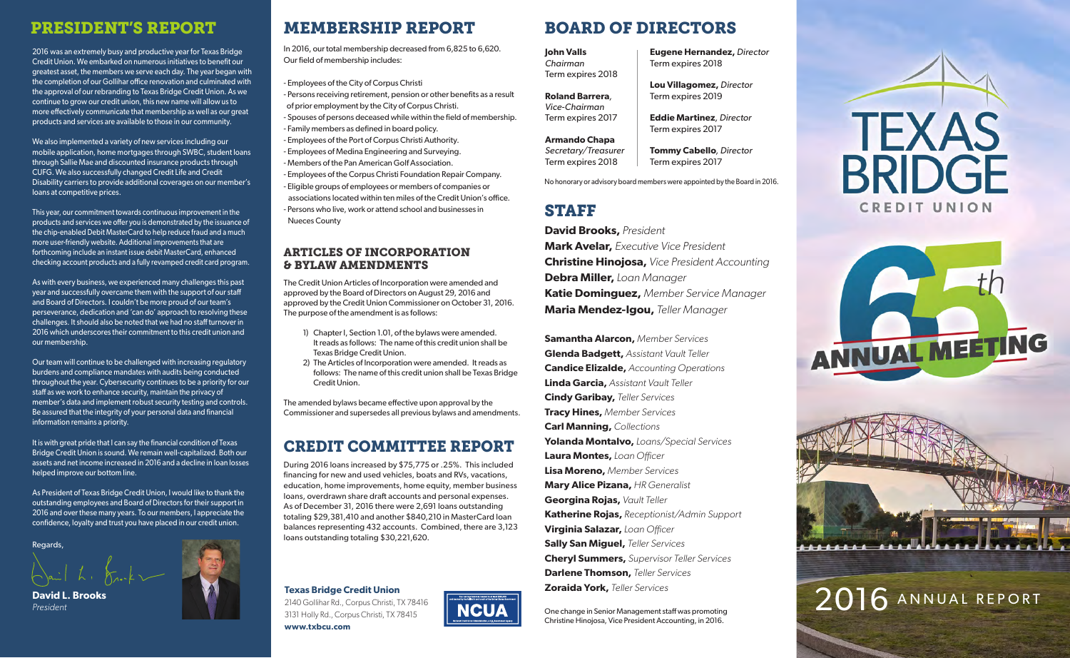## PRESIDENT'S REPORT

2016 was an extremely busy and productive year for Texas Bridge Credit Union. We embarked on numerous initiatives to benefit our greatest asset, the members we serve each day. The year began with the completion of our Gollihar office renovation and culminated with the approval of our rebranding to Texas Bridge Credit Union. As we continue to grow our credit union, this new name will allow us to more effectively communicate that membership as well as our great products and services are available to those in our community.

We also implemented a variety of new services including our mobile application, home mortgages through SWBC, student loans through Sallie Mae and discounted insurance products through CUFG. We also successfully changed Credit Life and Credit Disability carriers to provide additional coverages on our member's loans at competitive prices.

This year, our commitment towards continuous improvement in the products and services we offer you is demonstrated by the issuance of the chip-enabled Debit MasterCard to help reduce fraud and a much more user-friendly website. Additional improvements that are forthcoming include an instant issue debit MasterCard, enhanced checking account products and a fully revamped credit card program.

As with every business, we experienced many challenges this past year and successfully overcame them with the support of our staff and Board of Directors. I couldn't be more proud of our team's perseverance, dedication and 'can do' approach to resolving these challenges. It should also be noted that we had no staff turnover in 2016 which underscores their commitment to this credit union and our membership.

Our team will continue to be challenged with increasing regulatory burdens and compliance mandates with audits being conducted throughout the year. Cybersecurity continues to be a priority for our staff as we work to enhance security, maintain the privacy of member's data and implement robust security testing and controls. Be assured that the integrity of your personal data and financial information remains a priority.

It is with great pride that I can say the financial condition of Texas Bridge Credit Union is sound. We remain well-capitalized. Both our assets and net income increased in 2016 and a decline in loan losses helped improve our bottom line.

As President of Texas Bridge Credit Union, I would like to thank the outstanding employees and Board of Directors for their support in 2016 and over these many years. To our members, I appreciate the confidence, loyalty and trust you have placed in our credit union.

Regards,

**David L. Brooks**
*President*

## MEMBERSHIP REPORT

In 2016, our total membership decreased from 6,825 to 6,620. Our field of membership includes:

- Employees of the City of Corpus Christi
- Persons receiving retirement, pension or other benefits as a result of prior employment by the City of Corpus Christi.
- Spouses of persons deceased while within the field of membership.
- Family members as defined in board policy.
- Employees of the Port of Corpus Christi Authority.
- Employees of Medina Engineering and Surveying.
- Members of the Pan American Golf Association.
- Employees of the Corpus Christi Foundation Repair Company.
- Eligible groups of employees or members of companies or associations located within ten miles of the Credit Union's office.
- Persons who live, work or attend school and businesses in Nueces County

### ARTICLES OF INCORPORATION & BYLAW AMENDMENTS

The Credit Union Articles of Incorporation were amended and approved by the Board of Directors on August 29, 2016 and approved by the Credit Union Commissioner on October 31, 2016. The purpose of the amendment is as follows:

1) Chapter I, Section 1.01, of the bylaws were amended. It reads as follows: The name of this credit union shall be Texas Bridge Credit Union.
2) The Articles of Incorporation were amended. It reads as follows: The name of this credit union shall be Texas Bridge Credit Union.

The amended bylaws became effective upon approval by the Commissioner and supersedes all previous bylaws and amendments.

## CREDIT COMMITTEE REPORT

During 2016 loans increased by $75,775 or .25%. This included financing for new and used vehicles, boats and RVs, vacations, education, home improvements, home equity, member business loans, overdrawn share draft accounts and personal expenses. As of December 31, 2016 there were 2,691 loans outstanding totaling $29,381,410 and another $840,210 in MasterCard loan balances representing 432 accounts. Combined, there are 3,123 loans outstanding totaling $30,221,620.

**Texas Bridge Credit Union**
2140 Gollihar Rd., Corpus Christi, TX 78416
3131 Holly Rd., Corpus Christi, TX 78415
**www.txbcu.com**

## BOARD OF DIRECTORS

**John Valls**
*Chairman*
Term expires 2018

**Roland Barrera**, *Vice-Chairman*
Term expires 2017

**Armando Chapa**
*Secretary/Treasurer*
Term expires 2018

**Eugene Hernandez,** *Director*
Term expires 2018

**Lou Villagomez,** *Director*
Term expires 2019

**Eddie Martinez**, *Director*
Term expires 2017

**Tommy Cabello**, *Director*
Term expires 2017

No honorary or advisory board members were appointed by the Board in 2016.

## STAFF

**David Brooks,** *President*
**Mark Avelar,** *Executive Vice President*
**Christine Hinojosa,** *Vice President Accounting*
**Debra Miller,** *Loan Manager*
**Katie Dominguez,** *Member Service Manager*
**Maria Mendez-Igou,** *Teller Manager*

**Samantha Alarcon,** *Member Services*
**Glenda Badgett,** *Assistant Vault Teller*
**Candice Elizalde,** *Accounting Operations*
**Linda Garcia,** *Assistant Vault Teller*
**Cindy Garibay,** *Teller Services*
**Tracy Hines,** *Member Services*
**Carl Manning,** *Collections*
**Yolanda Montalvo,** *Loans/Special Services*
**Laura Montes,** *Loan Officer*
**Lisa Moreno,** *Member Services*
**Mary Alice Pizana,** *HR Generalist*
**Georgina Rojas,** *Vault Teller*
**Katherine Rojas,** *Receptionist/Admin Support*
**Virginia Salazar,** *Loan Officer*
**Sally San Miguel,** *Teller Services*
**Cheryl Summers,** *Supervisor Teller Services*
**Darlene Thomson,** *Teller Services*
**Zoraida York,** *Teller Services*

One change in Senior Management staff was promoting Christine Hinojosa, Vice President Accounting, in 2016.

# TEXAS BRIDGE CREDIT UNION

## 65th ANNUAL MEETING

## 2016 ANNUAL REPORT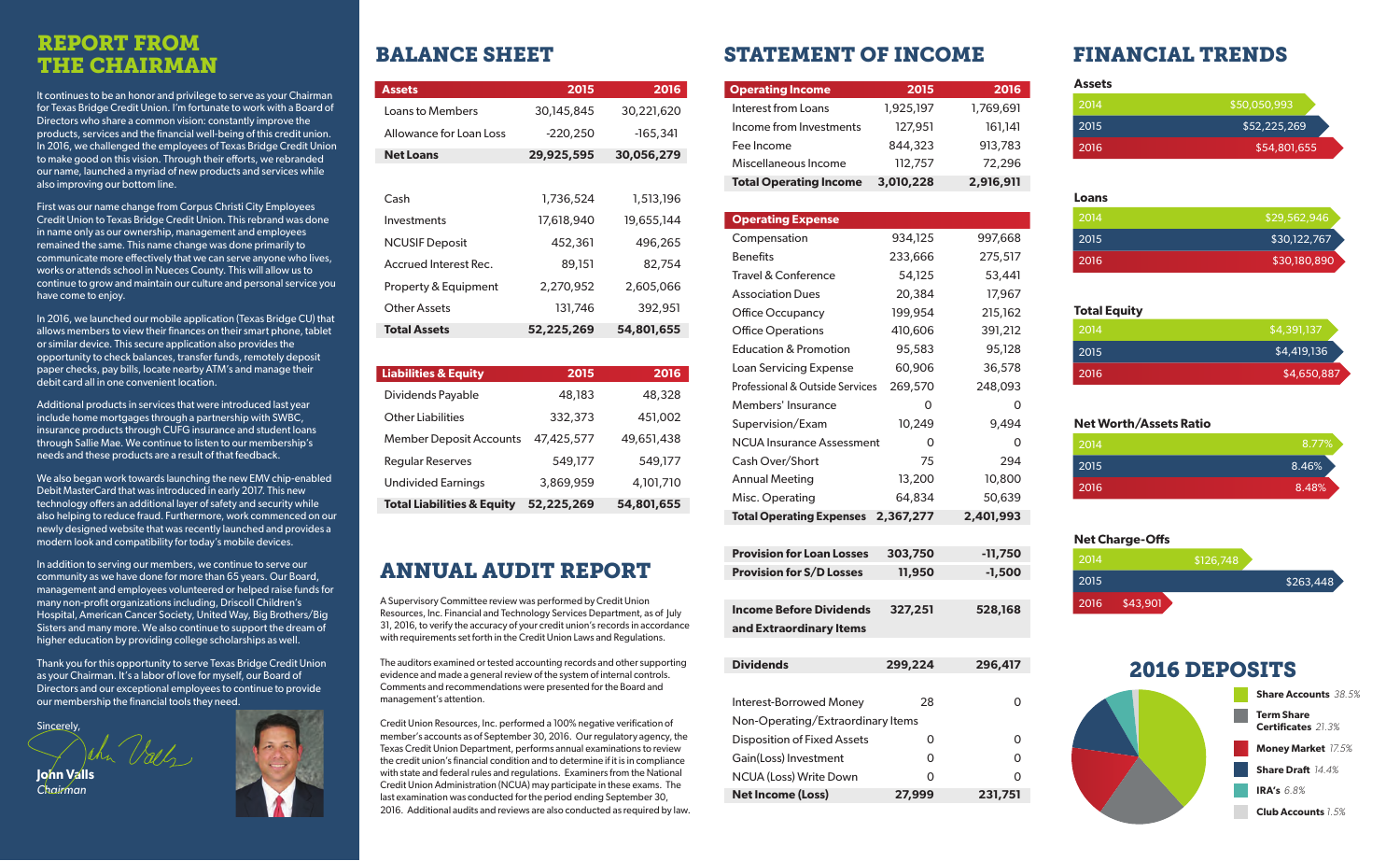# REPORT FROM THE CHAIRMAN

It continues to be an honor and privilege to serve as your Chairman for Texas Bridge Credit Union. I'm fortunate to work with a Board of Directors who share a common vision: constantly improve the products, services and the financial well-being of this credit union. In 2016, we challenged the employees of Texas Bridge Credit Union to make good on this vision. Through their efforts, we rebranded our name, launched a myriad of new products and services while also improving our bottom line.

First was our name change from Corpus Christi City Employees Credit Union to Texas Bridge Credit Union. This rebrand was done in name only as our ownership, management and employees remained the same. This name change was done primarily to communicate more effectively that we can serve anyone who lives, works or attends school in Nueces County. This will allow us to continue to grow and maintain our culture and personal service you have come to enjoy.

In 2016, we launched our mobile application (Texas Bridge CU) that allows members to view their finances on their smart phone, tablet or similar device. This secure application also provides the opportunity to check balances, transfer funds, remotely deposit paper checks, pay bills, locate nearby ATM's and manage their debit card all in one convenient location.

Additional products in services that were introduced last year include home mortgages through a partnership with SWBC, insurance products through CUFG insurance and student loans through Sallie Mae. We continue to listen to our membership's needs and these products are a result of that feedback.

We also began work towards launching the new EMV chip-enabled Debit MasterCard that was introduced in early 2017. This new technology offers an additional layer of safety and security while also helping to reduce fraud. Furthermore, work commenced on our newly designed website that was recently launched and provides a modern look and compatibility for today's mobile devices.

In addition to serving our members, we continue to serve our community as we have done for more than 65 years. Our Board, management and employees volunteered or helped raise funds for many non-profit organizations including, Driscoll Children's Hospital, American Cancer Society, United Way, Big Brothers/Big Sisters and many more. We also continue to support the dream of higher education by providing college scholarships as well.

Thank you for this opportunity to serve Texas Bridge Credit Union as your Chairman. It's a labor of love for myself, our Board of Directors and our exceptional employees to continue to provide our membership the financial tools they need.

Sincerely,

**John Valls**
*Chairman*

# BALANCE SHEET

| Assets | 2015 | 2016 |
|---|---|---|
| Loans to Members | 30,145,845 | 30,221,620 |
| Allowance for Loan Loss | -220,250 | -165,341 |
| **Net Loans** | **29,925,595** | **30,056,279** |
| | | |
| Cash | 1,736,524 | 1,513,196 |
| Investments | 17,618,940 | 19,655,144 |
| NCUSIF Deposit | 452,361 | 496,265 |
| Accrued Interest Rec. | 89,151 | 82,754 |
| Property & Equipment | 2,270,952 | 2,605,066 |
| Other Assets | 131,746 | 392,951 |
| **Total Assets** | **52,225,269** | **54,801,655** |

| Liabilities & Equity | 2015 | 2016 |
|---|---|---|
| Dividends Payable | 48,183 | 48,328 |
| Other Liabilities | 332,373 | 451,002 |
| Member Deposit Accounts | 47,425,577 | 49,651,438 |
| Regular Reserves | 549,177 | 549,177 |
| Undivided Earnings | 3,869,959 | 4,101,710 |
| **Total Liabilities & Equity** | **52,225,269** | **54,801,655** |

# ANNUAL AUDIT REPORT

A Supervisory Committee review was performed by Credit Union Resources, Inc. Financial and Technology Services Department, as of July 31, 2016, to verify the accuracy of your credit union's records in accordance with requirements set forth in the Credit Union Laws and Regulations.

The auditors examined or tested accounting records and other supporting evidence and made a general review of the system of internal controls. Comments and recommendations were presented for the Board and management's attention.

Credit Union Resources, Inc. performed a 100% negative verification of member's accounts as of September 30, 2016. Our regulatory agency, the Texas Credit Union Department, performs annual examinations to review the credit union's financial condition and to determine if it is in compliance with state and federal rules and regulations. Examiners from the National Credit Union Administration (NCUA) may participate in these exams. The last examination was conducted for the period ending September 30, 2016. Additional audits and reviews are also conducted as required by law.

# STATEMENT OF INCOME

| Operating Income | 2015 | 2016 |
|---|---|---|
| Interest from Loans | 1,925,197 | 1,769,691 |
| Income from Investments | 127,951 | 161,141 |
| Fee Income | 844,323 | 913,783 |
| Miscellaneous Income | 112,757 | 72,296 |
| **Total Operating Income** | **3,010,228** | **2,916,911** |
| | | |
| **Operating Expense** | | |
| Compensation | 934,125 | 997,668 |
| Benefits | 233,666 | 275,517 |
| Travel & Conference | 54,125 | 53,441 |
| Association Dues | 20,384 | 17,967 |
| Office Occupancy | 199,954 | 215,162 |
| Office Operations | 410,606 | 391,212 |
| Education & Promotion | 95,583 | 95,128 |
| Loan Servicing Expense | 60,906 | 36,578 |
| Professional & Outside Services | 269,570 | 248,093 |
| Members' Insurance | 0 | 0 |
| Supervision/Exam | 10,249 | 9,494 |
| NCUA Insurance Assessment | 0 | 0 |
| Cash Over/Short | 75 | 294 |
| Annual Meeting | 13,200 | 10,800 |
| Misc. Operating | 64,834 | 50,639 |
| **Total Operating Expenses** | **2,367,277** | **2,401,993** |
| | | |
| **Provision for Loan Losses** | **303,750** | **-11,750** |
| **Provision for S/D Losses** | **11,950** | **-1,500** |
| | | |
| **Income Before Dividends and Extraordinary Items** | **327,251** | **528,168** |
| | | |
| **Dividends** | **299,224** | **296,417** |
| | | |
| Interest-Borrowed Money | 28 | 0 |
| Non-Operating/Extraordinary Items | | |
| Disposition of Fixed Assets | 0 | 0 |
| Gain(Loss) Investment | 0 | 0 |
| NCUA (Loss) Write Down | 0 | 0 |
| **Net Income (Loss)** | **27,999** | **231,751** |

# FINANCIAL TRENDS

**Assets**

2014 $50,050,993
2015 $52,225,269
2016 $54,801,655

**Loans**

2014 $29,562,946
2015 $30,122,767
2016 $30,180,890

**Total Equity**

2014 $4,391,137
2015 $4,419,136
2016 $4,650,887

**Net Worth/Assets Ratio**

2014 8.77%
2015 8.46%
2016 8.48%

**Net Charge-Offs**

2014 $126,748
2015 $263,448
2016 $43,901

# 2016 DEPOSITS

**Share Accounts** *38.5%*
**Term Share Certificates** *21.3%*
**Money Market** *17.5%*
**Share Draft** *14.4%*
**IRA's** *6.8%*
**Club Accounts** *1.5%*